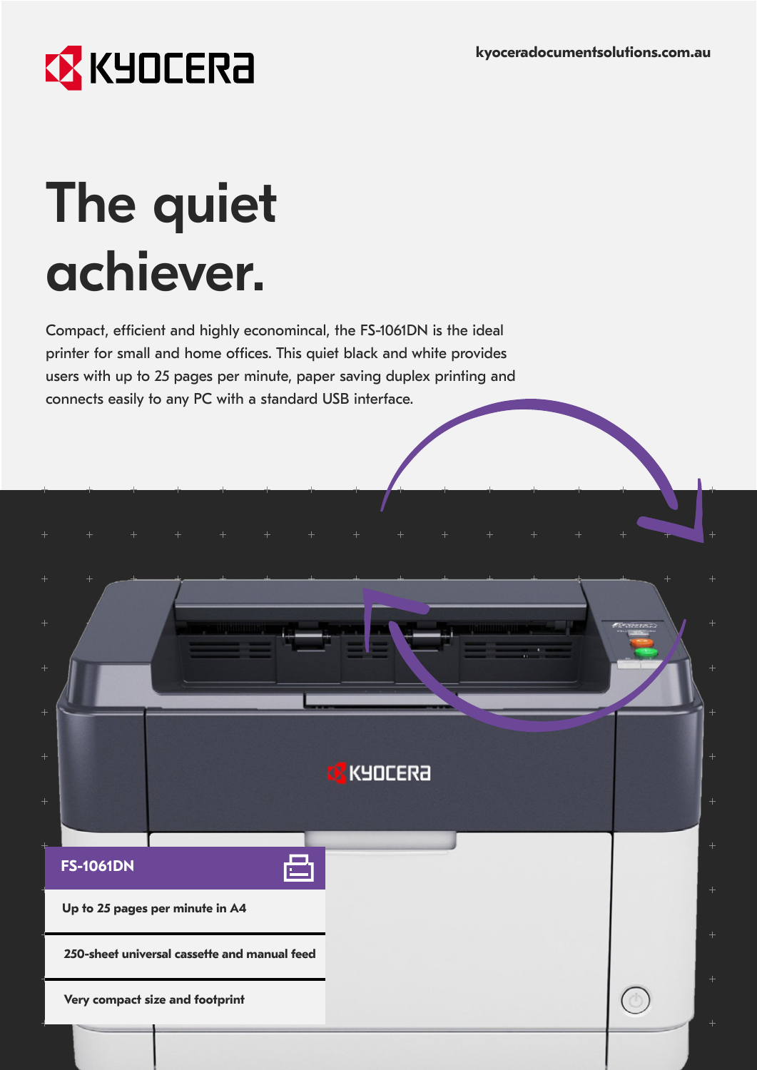kyoceradocumentsolutions.com.au

# The quiet achiever.

Compact, efficient and highly economincal, the FS-1061DN is the ideal printer for small and home offices. This quiet black and white provides users with up to 25 pages per minute, paper saving duplex printing and connects easily to any PC with a standard USB interface.

## FS-1061DN

**Up to 25 pages per minute in A4**

**250-sheet universal cassette and manual feed**

**Very compact size and footprint**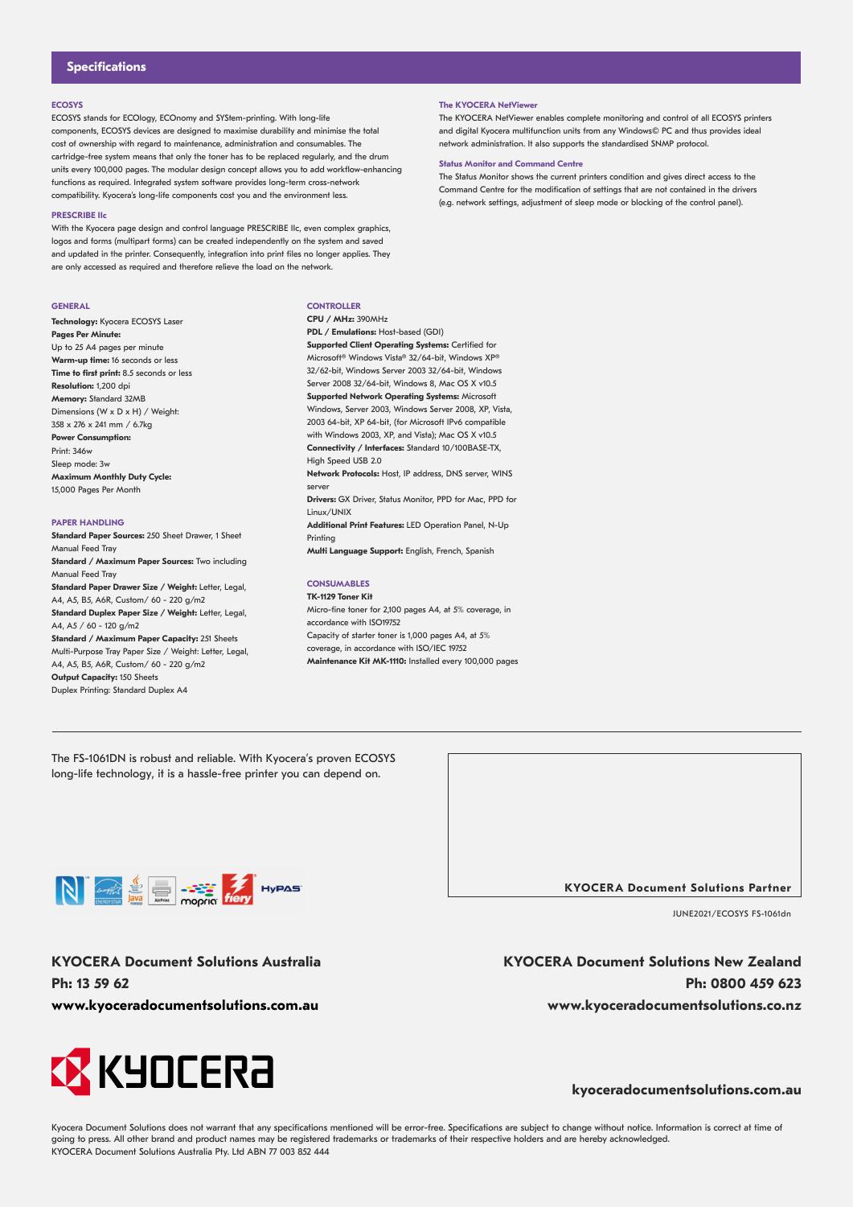## Specifications

### ECOSYS

ECOSYS stands for ECOlogy, ECOnomy and SYStem-printing. With long-life components, ECOSYS devices are designed to maximise durability and minimise the total cost of ownership with regard to maintenance, administration and consumables. The cartridge-free system means that only the toner has to be replaced regularly, and the drum units every 100,000 pages. The modular design concept allows you to add workflow-enhancing functions as required. Integrated system software provides long-term cross-network compatibility. Kyocera's long-life components cost you and the environment less.

### PRESCRIBE IIc

With the Kyocera page design and control language PRESCRIBE IIc, even complex graphics, logos and forms (multipart forms) can be created independently on the system and saved and updated in the printer. Consequently, integration into print files no longer applies. They are only accessed as required and therefore relieve the load on the network.

### The KYOCERA NetViewer

The KYOCERA NetViewer enables complete monitoring and control of all ECOSYS printers and digital Kyocera multifunction units from any Windows© PC and thus provides ideal network administration. It also supports the standardised SNMP protocol.

### Status Monitor and Command Centre

The Status Monitor shows the current printers condition and gives direct access to the Command Centre for the modification of settings that are not contained in the drivers (e.g. network settings, adjustment of sleep mode or blocking of the control panel).

### GENERAL

**Technology:** Kyocera ECOSYS Laser
**Pages Per Minute:**
Up to 25 A4 pages per minute
**Warm-up time:** 16 seconds or less
**Time to first print:** 8.5 seconds or less
**Resolution:** 1,200 dpi
**Memory:** Standard 32MB
Dimensions (W x D x H) / Weight:
358 x 276 x 241 mm / 6.7kg
**Power Consumption:**
Print: 346w
Sleep mode: 3w
**Maximum Monthly Duty Cycle:**
15,000 Pages Per Month

### PAPER HANDLING

**Standard Paper Sources:** 250 Sheet Drawer, 1 Sheet Manual Feed Tray
**Standard / Maximum Paper Sources:** Two including Manual Feed Tray
**Standard Paper Drawer Size / Weight:** Letter, Legal, A4, A5, B5, A6R, Custom/ 60 - 220 g/m2
**Standard Duplex Paper Size / Weight:** Letter, Legal, A4, A5 / 60 - 120 g/m2
**Standard / Maximum Paper Capacity:** 251 Sheets
Multi-Purpose Tray Paper Size / Weight: Letter, Legal, A4, A5, B5, A6R, Custom/ 60 - 220 g/m2
**Output Capacity:** 150 Sheets
Duplex Printing: Standard Duplex A4

### CONTROLLER

**CPU / MHz:** 390MHz
**PDL / Emulations:** Host-based (GDI)
**Supported Client Operating Systems:** Certified for Microsoft® Windows Vista® 32/64-bit, Windows XP® 32/62-bit, Windows Server 2003 32/64-bit, Windows Server 2008 32/64-bit, Windows 8, Mac OS X v10.5
**Supported Network Operating Systems:** Microsoft Windows, Server 2003, Windows Server 2008, XP, Vista, 2003 64-bit, XP 64-bit, (for Microsoft IPv6 compatible with Windows 2003, XP, and Vista); Mac OS X v10.5
**Connectivity / Interfaces:** Standard 10/100BASE-TX, High Speed USB 2.0
**Network Protocols:** Host, IP address, DNS server, WINS server
**Drivers:** GX Driver, Status Monitor, PPD for Mac, PPD for Linux/UNIX
**Additional Print Features:** LED Operation Panel, N-Up Printing
**Multi Language Support:** English, French, Spanish

### CONSUMABLES

**TK-1129 Toner Kit**
Micro-fine toner for 2,100 pages A4, at 5% coverage, in accordance with ISO19752
Capacity of starter toner is 1,000 pages A4, at 5% coverage, in accordance with ISO/IEC 19752
**Maintenance Kit MK-1110:** Installed every 100,000 pages

---

The FS-1061DN is robust and reliable. With Kyocera's proven ECOSYS long-life technology, it is a hassle-free printer you can depend on.

**KYOCERA Document Solutions Partner**

JUNE2021/ECOSYS FS-1061dn

**KYOCERA Document Solutions Australia**
**Ph: 13 59 62**
**www.kyoceradocumentsolutions.com.au**

**KYOCERA Document Solutions New Zealand**
**Ph: 0800 459 623**
**www.kyoceradocumentsolutions.co.nz**

**kyoceradocumentsolutions.com.au**

Kyocera Document Solutions does not warrant that any specifications mentioned will be error-free. Specifications are subject to change without notice. Information is correct at time of going to press. All other brand and product names may be registered trademarks or trademarks of their respective holders and are hereby acknowledged.
KYOCERA Document Solutions Australia Pty. Ltd ABN 77 003 852 444